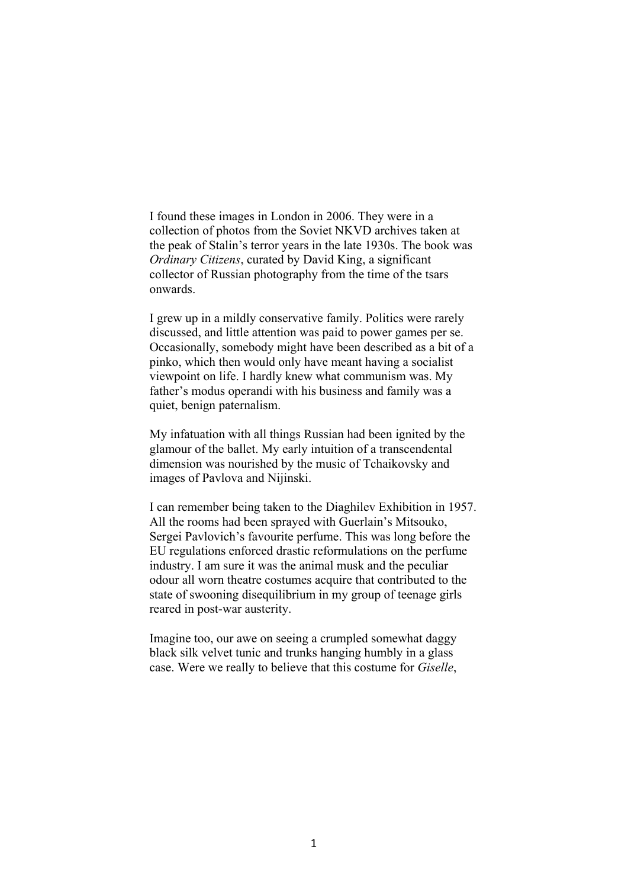I found these images in London in 2006. They were in a collection of photos from the Soviet NKVD archives taken at the peak of Stalin's terror years in the late 1930s. The book was *Ordinary Citizens*, curated by David King, a significant collector of Russian photography from the time of the tsars onwards.

I grew up in a mildly conservative family. Politics were rarely discussed, and little attention was paid to power games per se. Occasionally, somebody might have been described as a bit of a pinko, which then would only have meant having a socialist viewpoint on life. I hardly knew what communism was. My father's modus operandi with his business and family was a quiet, benign paternalism.

My infatuation with all things Russian had been ignited by the glamour of the ballet. My early intuition of a transcendental dimension was nourished by the music of Tchaikovsky and images of Pavlova and Nijinski.

I can remember being taken to the Diaghilev Exhibition in 1957. All the rooms had been sprayed with Guerlain's Mitsouko, Sergei Pavlovich's favourite perfume. This was long before the EU regulations enforced drastic reformulations on the perfume industry. I am sure it was the animal musk and the peculiar odour all worn theatre costumes acquire that contributed to the state of swooning disequilibrium in my group of teenage girls reared in post-war austerity.

Imagine too, our awe on seeing a crumpled somewhat daggy black silk velvet tunic and trunks hanging humbly in a glass case. Were we really to believe that this costume for *Giselle*,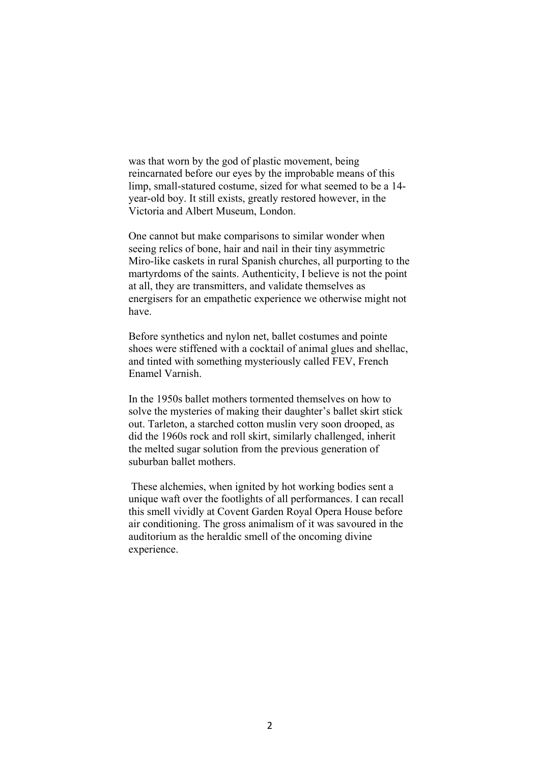was that worn by the god of plastic movement, being reincarnated before our eyes by the improbable means of this limp, small-statured costume, sized for what seemed to be a 14-year-old boy. It still exists, greatly restored however, in the Victoria and Albert Museum, London.

One cannot but make comparisons to similar wonder when seeing relics of bone, hair and nail in their tiny asymmetric Miro-like caskets in rural Spanish churches, all purporting to the martyrdoms of the saints. Authenticity, I believe is not the point at all, they are transmitters, and validate themselves as energisers for an empathetic experience we otherwise might not have.

Before synthetics and nylon net, ballet costumes and pointe shoes were stiffened with a cocktail of animal glues and shellac, and tinted with something mysteriously called FEV, French Enamel Varnish.

In the 1950s ballet mothers tormented themselves on how to solve the mysteries of making their daughter's ballet skirt stick out. Tarleton, a starched cotton muslin very soon drooped, as did the 1960s rock and roll skirt, similarly challenged, inherit the melted sugar solution from the previous generation of suburban ballet mothers.

These alchemies, when ignited by hot working bodies sent a unique waft over the footlights of all performances. I can recall this smell vividly at Covent Garden Royal Opera House before air conditioning. The gross animalism of it was savoured in the auditorium as the heraldic smell of the oncoming divine experience.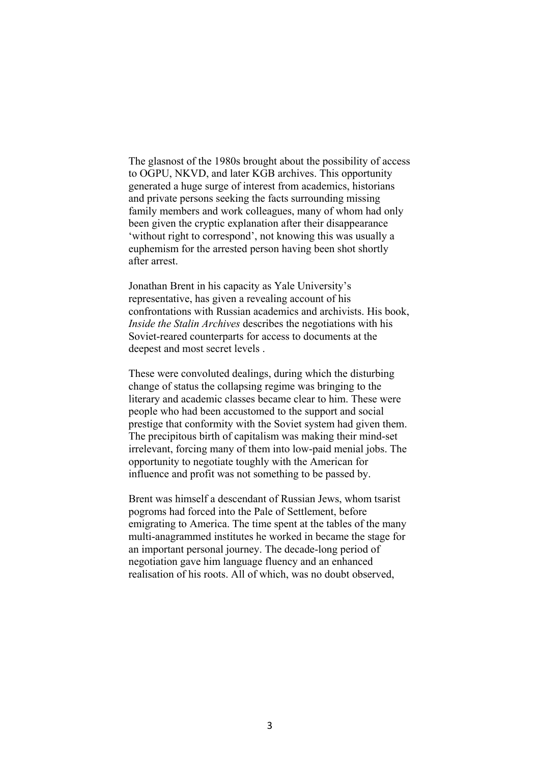The glasnost of the 1980s brought about the possibility of access to OGPU, NKVD, and later KGB archives. This opportunity generated a huge surge of interest from academics, historians and private persons seeking the facts surrounding missing family members and work colleagues, many of whom had only been given the cryptic explanation after their disappearance 'without right to correspond', not knowing this was usually a euphemism for the arrested person having been shot shortly after arrest.

Jonathan Brent in his capacity as Yale University's representative, has given a revealing account of his confrontations with Russian academics and archivists. His book, *Inside the Stalin Archives* describes the negotiations with his Soviet-reared counterparts for access to documents at the deepest and most secret levels .

These were convoluted dealings, during which the disturbing change of status the collapsing regime was bringing to the literary and academic classes became clear to him. These were people who had been accustomed to the support and social prestige that conformity with the Soviet system had given them. The precipitous birth of capitalism was making their mind-set irrelevant, forcing many of them into low-paid menial jobs. The opportunity to negotiate toughly with the American for influence and profit was not something to be passed by.

Brent was himself a descendant of Russian Jews, whom tsarist pogroms had forced into the Pale of Settlement, before emigrating to America. The time spent at the tables of the many multi-anagrammed institutes he worked in became the stage for an important personal journey. The decade-long period of negotiation gave him language fluency and an enhanced realisation of his roots. All of which, was no doubt observed,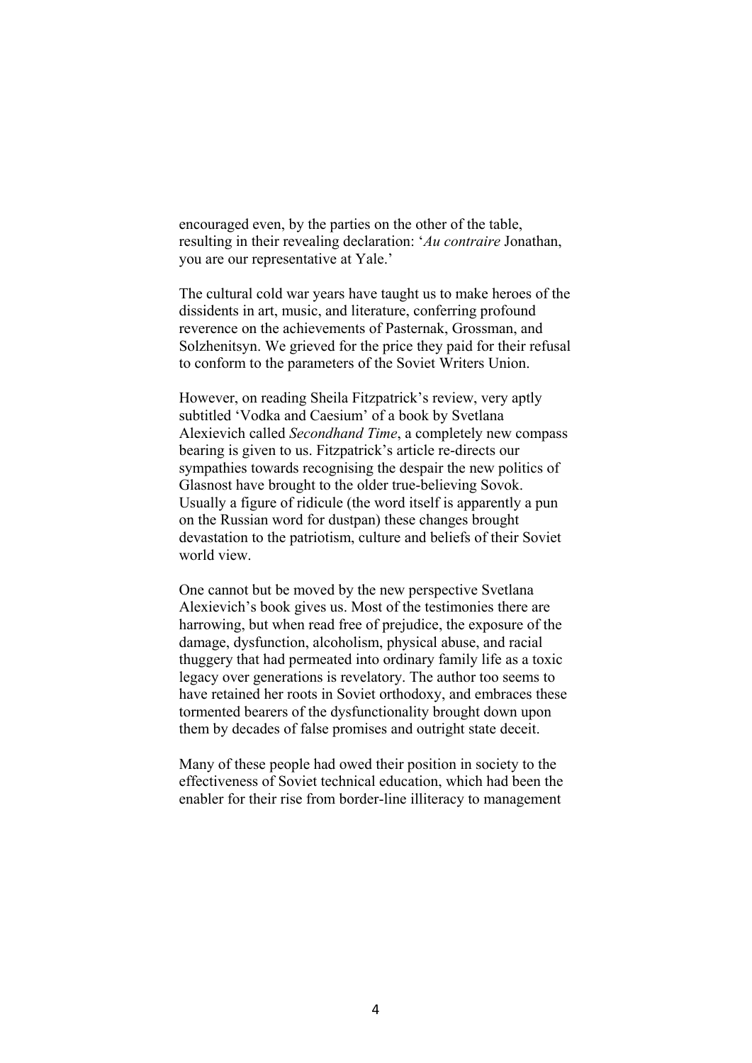encouraged even, by the parties on the other of the table, resulting in their revealing declaration: '*Au contraire* Jonathan, you are our representative at Yale.'

The cultural cold war years have taught us to make heroes of the dissidents in art, music, and literature, conferring profound reverence on the achievements of Pasternak, Grossman, and Solzhenitsyn. We grieved for the price they paid for their refusal to conform to the parameters of the Soviet Writers Union.

However, on reading Sheila Fitzpatrick's review, very aptly subtitled 'Vodka and Caesium' of a book by Svetlana Alexievich called *Secondhand Time*, a completely new compass bearing is given to us. Fitzpatrick's article re-directs our sympathies towards recognising the despair the new politics of Glasnost have brought to the older true-believing Sovok. Usually a figure of ridicule (the word itself is apparently a pun on the Russian word for dustpan) these changes brought devastation to the patriotism, culture and beliefs of their Soviet world view.

One cannot but be moved by the new perspective Svetlana Alexievich's book gives us. Most of the testimonies there are harrowing, but when read free of prejudice, the exposure of the damage, dysfunction, alcoholism, physical abuse, and racial thuggery that had permeated into ordinary family life as a toxic legacy over generations is revelatory. The author too seems to have retained her roots in Soviet orthodoxy, and embraces these tormented bearers of the dysfunctionality brought down upon them by decades of false promises and outright state deceit.

Many of these people had owed their position in society to the effectiveness of Soviet technical education, which had been the enabler for their rise from border-line illiteracy to management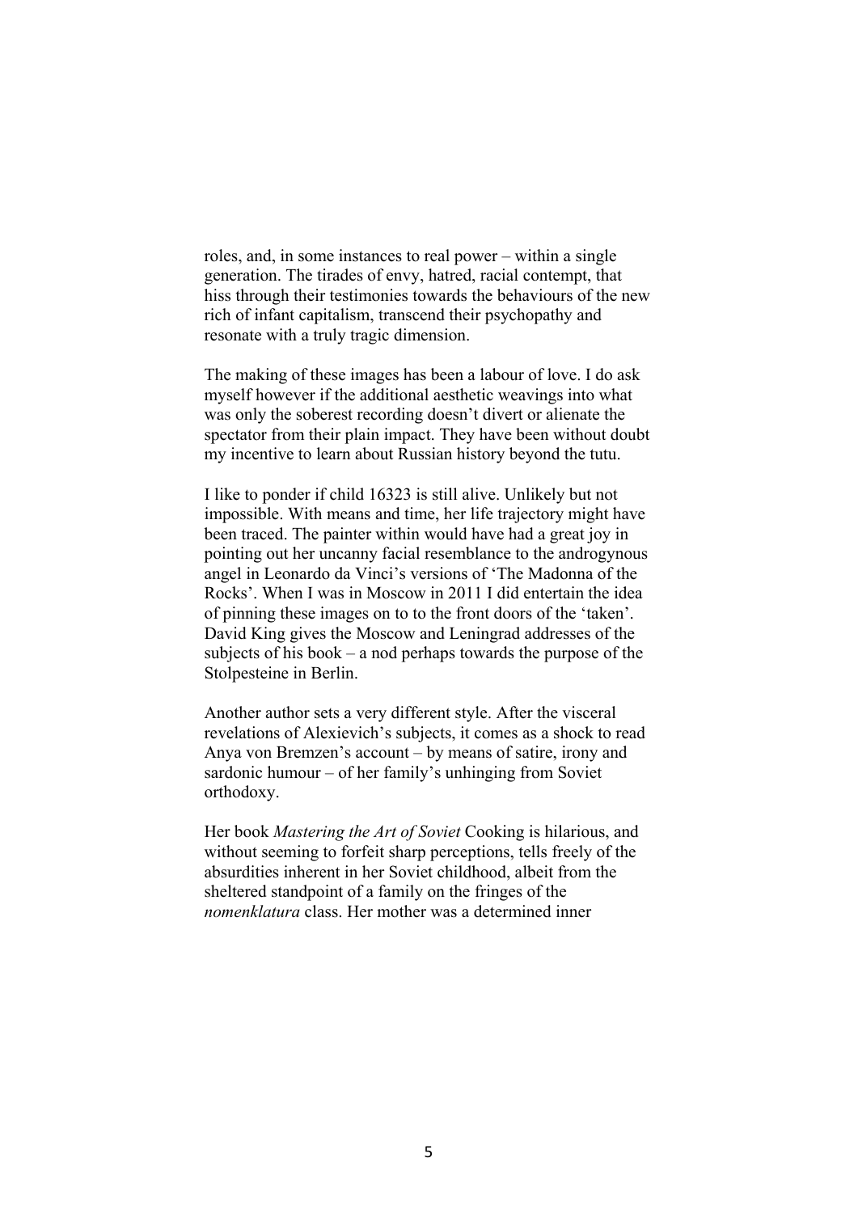roles, and, in some instances to real power – within a single generation. The tirades of envy, hatred, racial contempt, that hiss through their testimonies towards the behaviours of the new rich of infant capitalism, transcend their psychopathy and resonate with a truly tragic dimension.

The making of these images has been a labour of love. I do ask myself however if the additional aesthetic weavings into what was only the soberest recording doesn't divert or alienate the spectator from their plain impact. They have been without doubt my incentive to learn about Russian history beyond the tutu.

I like to ponder if child 16323 is still alive. Unlikely but not impossible. With means and time, her life trajectory might have been traced. The painter within would have had a great joy in pointing out her uncanny facial resemblance to the androgynous angel in Leonardo da Vinci's versions of 'The Madonna of the Rocks'. When I was in Moscow in 2011 I did entertain the idea of pinning these images on to to the front doors of the 'taken'. David King gives the Moscow and Leningrad addresses of the subjects of his book – a nod perhaps towards the purpose of the Stolpesteine in Berlin.

Another author sets a very different style. After the visceral revelations of Alexievich's subjects, it comes as a shock to read Anya von Bremzen's account – by means of satire, irony and sardonic humour – of her family's unhinging from Soviet orthodoxy.

Her book *Mastering the Art of Soviet* Cooking is hilarious, and without seeming to forfeit sharp perceptions, tells freely of the absurdities inherent in her Soviet childhood, albeit from the sheltered standpoint of a family on the fringes of the *nomenklatura* class. Her mother was a determined inner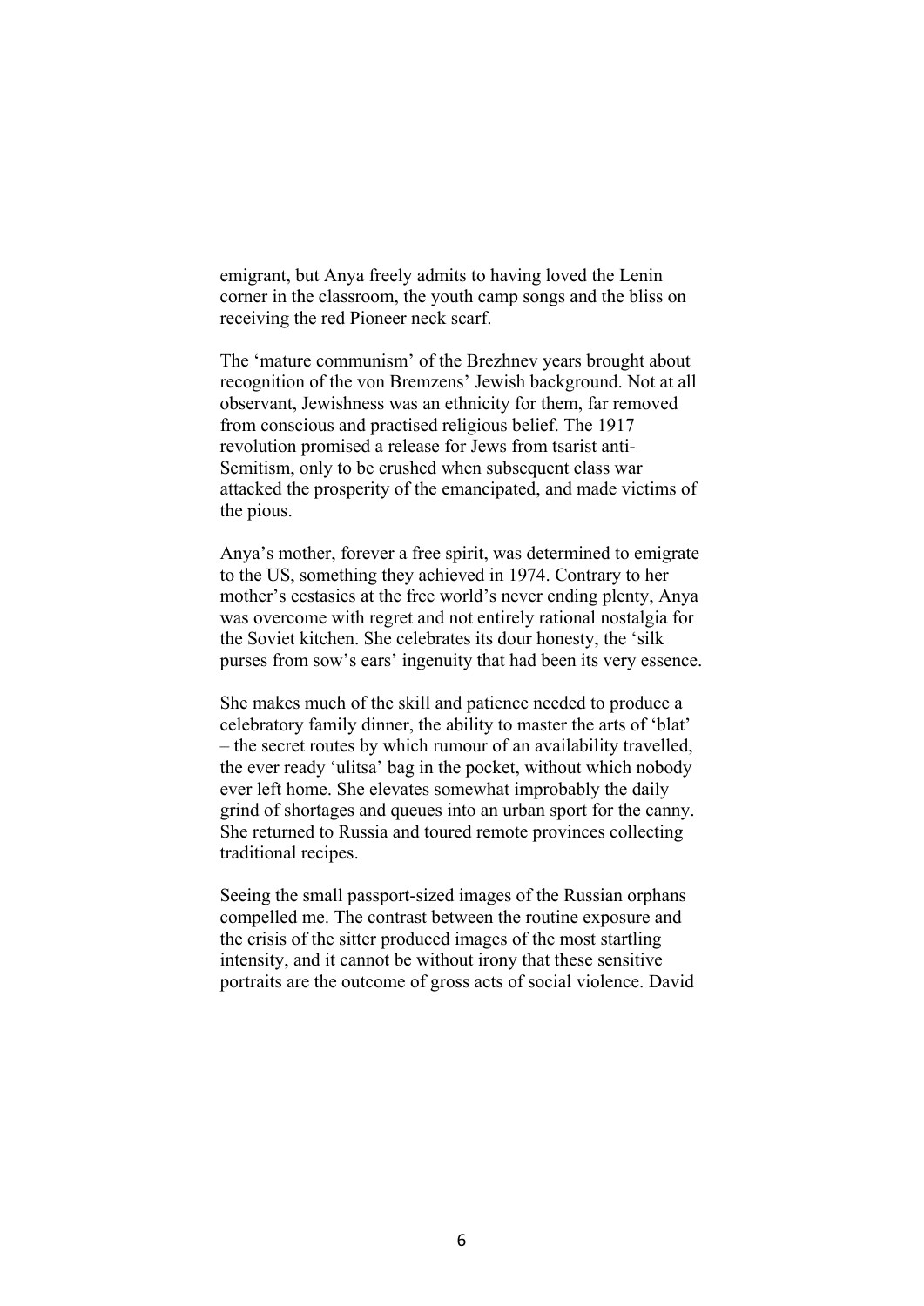emigrant, but Anya freely admits to having loved the Lenin corner in the classroom, the youth camp songs and the bliss on receiving the red Pioneer neck scarf.

The 'mature communism' of the Brezhnev years brought about recognition of the von Bremzens' Jewish background. Not at all observant, Jewishness was an ethnicity for them, far removed from conscious and practised religious belief. The 1917 revolution promised a release for Jews from tsarist anti-Semitism, only to be crushed when subsequent class war attacked the prosperity of the emancipated, and made victims of the pious.

Anya's mother, forever a free spirit, was determined to emigrate to the US, something they achieved in 1974. Contrary to her mother's ecstasies at the free world's never ending plenty, Anya was overcome with regret and not entirely rational nostalgia for the Soviet kitchen. She celebrates its dour honesty, the 'silk purses from sow's ears' ingenuity that had been its very essence.

She makes much of the skill and patience needed to produce a celebratory family dinner, the ability to master the arts of 'blat' – the secret routes by which rumour of an availability travelled, the ever ready 'ulitsa' bag in the pocket, without which nobody ever left home. She elevates somewhat improbably the daily grind of shortages and queues into an urban sport for the canny. She returned to Russia and toured remote provinces collecting traditional recipes.

Seeing the small passport-sized images of the Russian orphans compelled me. The contrast between the routine exposure and the crisis of the sitter produced images of the most startling intensity, and it cannot be without irony that these sensitive portraits are the outcome of gross acts of social violence. David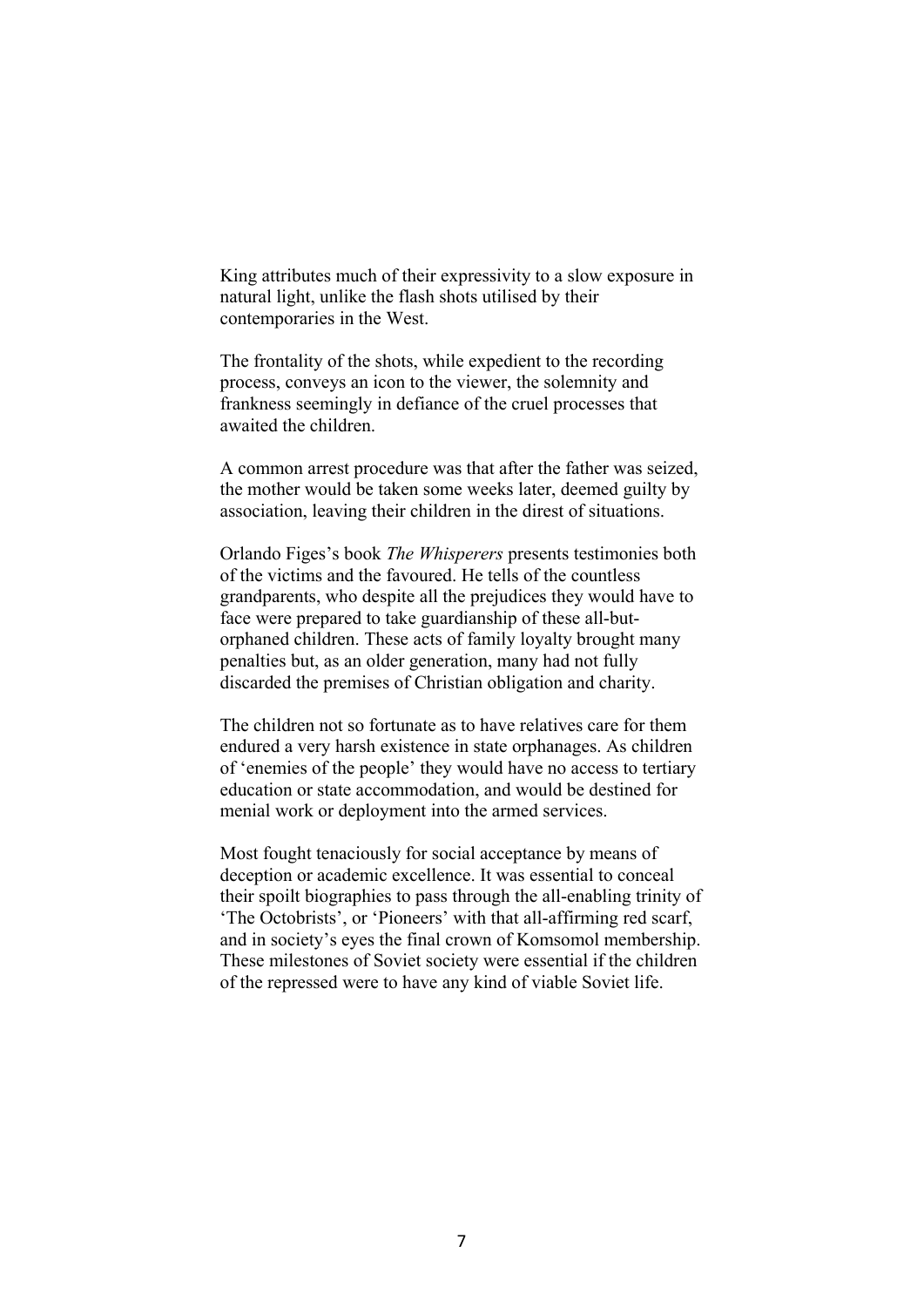King attributes much of their expressivity to a slow exposure in natural light, unlike the flash shots utilised by their contemporaries in the West.

The frontality of the shots, while expedient to the recording process, conveys an icon to the viewer, the solemnity and frankness seemingly in defiance of the cruel processes that awaited the children.

A common arrest procedure was that after the father was seized, the mother would be taken some weeks later, deemed guilty by association, leaving their children in the direst of situations.

Orlando Figes's book *The Whisperers* presents testimonies both of the victims and the favoured. He tells of the countless grandparents, who despite all the prejudices they would have to face were prepared to take guardianship of these all-but-orphaned children. These acts of family loyalty brought many penalties but, as an older generation, many had not fully discarded the premises of Christian obligation and charity.

The children not so fortunate as to have relatives care for them endured a very harsh existence in state orphanages. As children of 'enemies of the people' they would have no access to tertiary education or state accommodation, and would be destined for menial work or deployment into the armed services.

Most fought tenaciously for social acceptance by means of deception or academic excellence. It was essential to conceal their spoilt biographies to pass through the all-enabling trinity of 'The Octobrists', or 'Pioneers' with that all-affirming red scarf, and in society's eyes the final crown of Komsomol membership. These milestones of Soviet society were essential if the children of the repressed were to have any kind of viable Soviet life.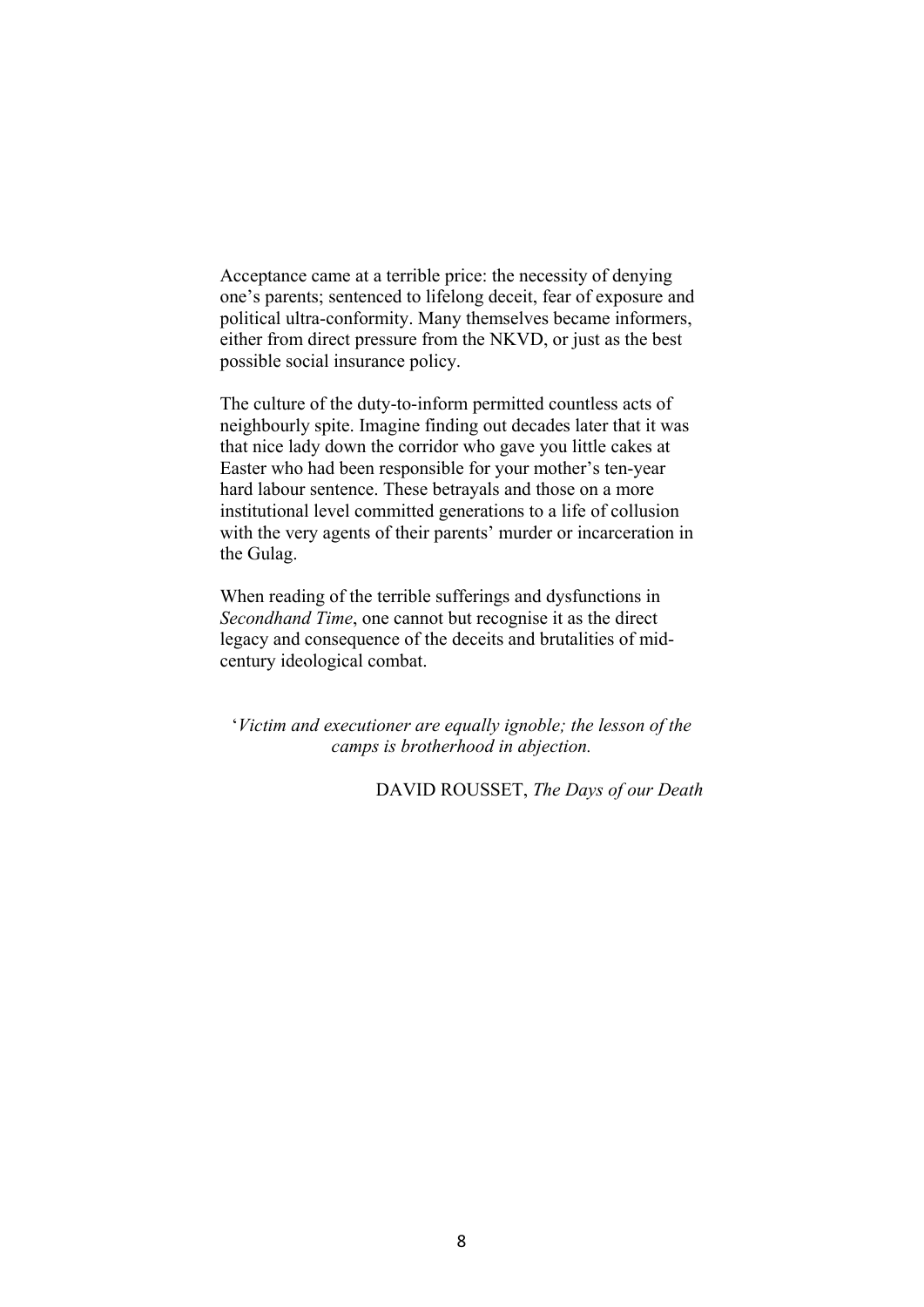Acceptance came at a terrible price: the necessity of denying one's parents; sentenced to lifelong deceit, fear of exposure and political ultra-conformity. Many themselves became informers, either from direct pressure from the NKVD, or just as the best possible social insurance policy.

The culture of the duty-to-inform permitted countless acts of neighbourly spite. Imagine finding out decades later that it was that nice lady down the corridor who gave you little cakes at Easter who had been responsible for your mother's ten-year hard labour sentence. These betrayals and those on a more institutional level committed generations to a life of collusion with the very agents of their parents' murder or incarceration in the Gulag.

When reading of the terrible sufferings and dysfunctions in *Secondhand Time*, one cannot but recognise it as the direct legacy and consequence of the deceits and brutalities of mid-century ideological combat.

'*Victim and executioner are equally ignoble; the lesson of the camps is brotherhood in abjection.*

DAVID ROUSSET, *The Days of our Death*